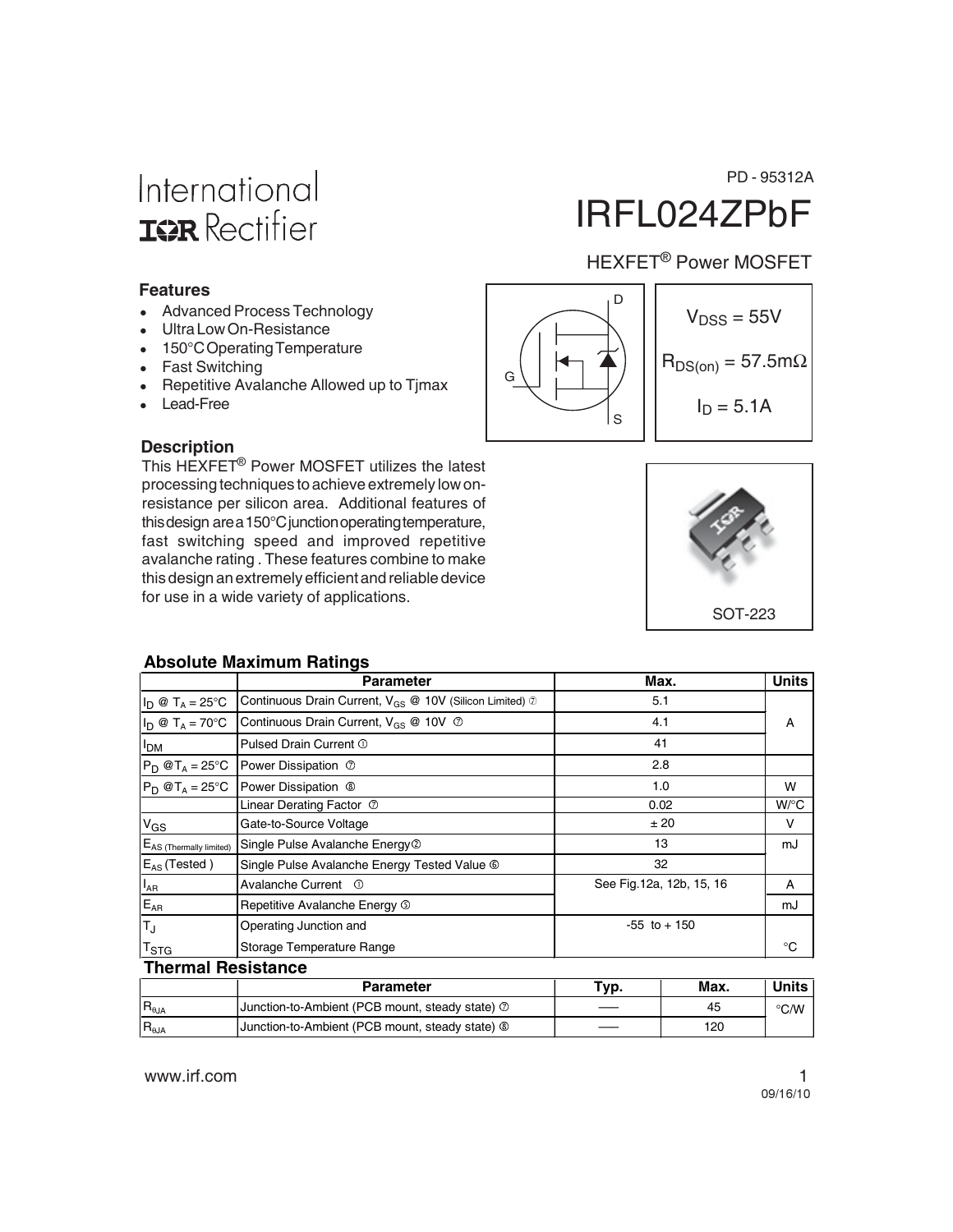PD - 95312A

# IRFL024ZPbF

International IOR Rectifier

## HEXFET® Power MOSFET

### Features

- Advanced Process Technology
- Ultra Low On-Resistance
- 150°C Operating Temperature
- Fast Switching
- Repetitive Avalanche Allowed up to Tjmax
- Lead-Free

$V_{DSS}$ = 55V

$R_{DS(on)}$ = 57.5mΩ

$I_D$ = 5.1A

SOT-223

### Description

This HEXFET® Power MOSFET utilizes the latest processing techniques to achieve extremely low on-resistance per silicon area. Additional features of this design are a 150°C junction operating temperature, fast switching speed and improved repetitive avalanche rating . These features combine to make this design an extremely efficient and reliable device for use in a wide variety of applications.

### Absolute Maximum Ratings

| | Parameter | Max. | Units |
|---|---|---|---|
| $I_D$ @ $T_A$ = 25°C | Continuous Drain Current, $V_{GS}$ @ 10V (Silicon Limited) ⑦ | 5.1 | A |
| $I_D$ @ $T_A$ = 70°C | Continuous Drain Current, $V_{GS}$ @ 10V ⑦ | 4.1 | |
| $I_{DM}$ | Pulsed Drain Current ① | 41 | |
| $P_D$ @$T_A$ = 25°C | Power Dissipation ⑦ | 2.8 | W |
| $P_D$ @$T_A$ = 25°C | Power Dissipation ⑧ | 1.0 | |
| | Linear Derating Factor ⑦ | 0.02 | W/°C |
| $V_{GS}$ | Gate-to-Source Voltage | ± 20 | V |
| $E_{AS\ (Thermally\ limited)}$ | Single Pulse Avalanche Energy② | 13 | mJ |
| $E_{AS}$ (Tested ) | Single Pulse Avalanche Energy Tested Value ⑥ | 32 | |
| $I_{AR}$ | Avalanche Current ① | See Fig.12a, 12b, 15, 16 | A |
| $E_{AR}$ | Repetitive Avalanche Energy ⑤ | | mJ |
| $T_J$ | Operating Junction and | -55 to + 150 | °C |
| $T_{STG}$ | Storage Temperature Range | | |

### Thermal Resistance

| | Parameter | Typ. | Max. | Units |
|---|---|---|---|---|
| $R_{\theta JA}$ | Junction-to-Ambient (PCB mount, steady state) ⑦ | —— | 45 | °C/W |
| $R_{\theta JA}$ | Junction-to-Ambient (PCB mount, steady state) ⑧ | —— | 120 | |

www.irf.com

09/16/10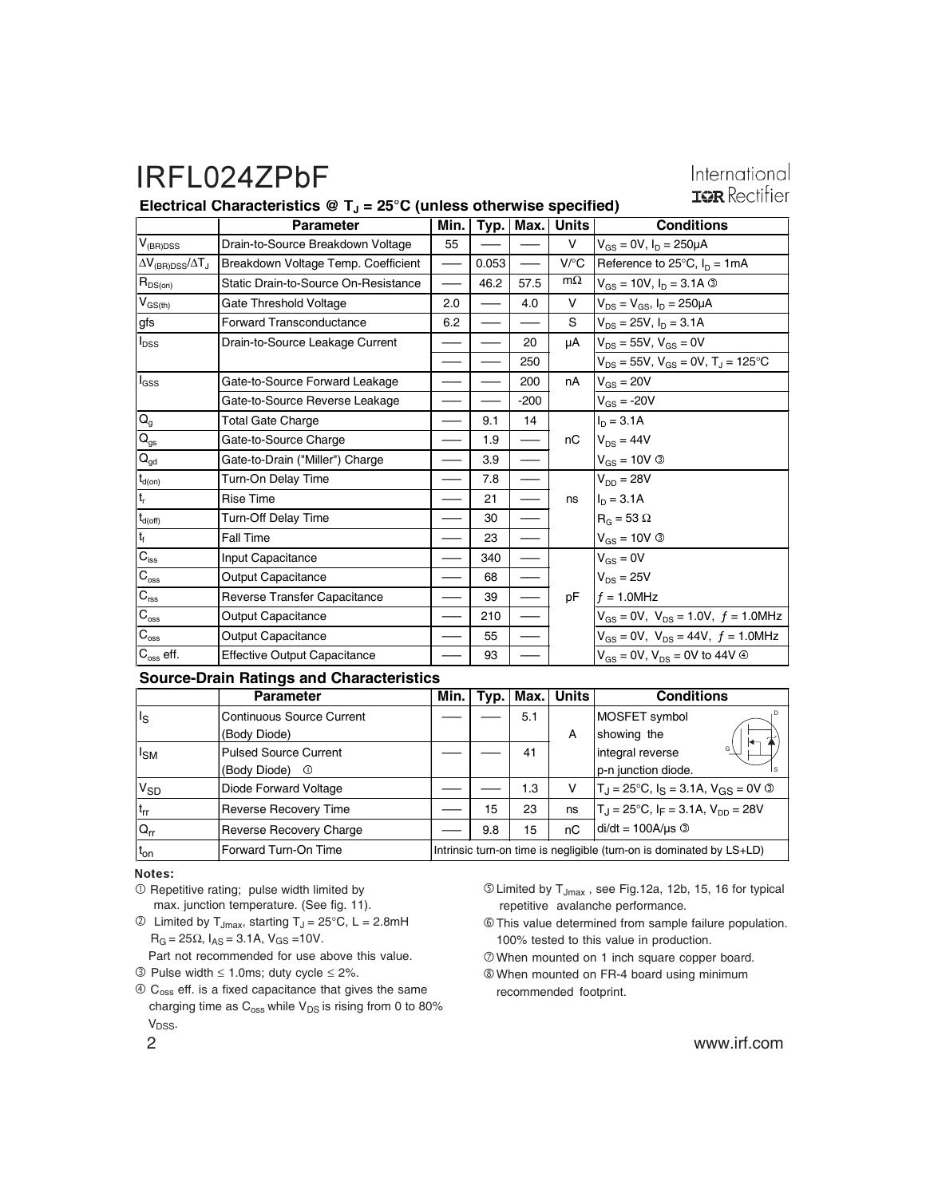## Electrical Characteristics @ $T_J$ = 25°C (unless otherwise specified)

| | Parameter | Min. | Typ. | Max. | Units | Conditions |
|---|---|---|---|---|---|---|
| $V_{(BR)DSS}$ | Drain-to-Source Breakdown Voltage | 55 | ––– | ––– | V | $V_{GS}$ = 0V, $I_D$ = 250μA |
| $\Delta V_{(BR)DSS}/\Delta T_J$ | Breakdown Voltage Temp. Coefficient | ––– | 0.053 | ––– | V/°C | Reference to 25°C, $I_D$ = 1mA |
| $R_{DS(on)}$ | Static Drain-to-Source On-Resistance | ––– | 46.2 | 57.5 | mΩ | $V_{GS}$ = 10V, $I_D$ = 3.1A ③ |
| $V_{GS(th)}$ | Gate Threshold Voltage | 2.0 | ––– | 4.0 | V | $V_{DS}$ = $V_{GS}$, $I_D$ = 250μA |
| gfs | Forward Transconductance | 6.2 | ––– | ––– | S | $V_{DS}$ = 25V, $I_D$ = 3.1A |
| $I_{DSS}$ | Drain-to-Source Leakage Current | ––– | ––– | 20 | μA | $V_{DS}$ = 55V, $V_{GS}$ = 0V |
| | | ––– | ––– | 250 | | $V_{DS}$ = 55V, $V_{GS}$ = 0V, $T_J$ = 125°C |
| $I_{GSS}$ | Gate-to-Source Forward Leakage | ––– | ––– | 200 | nA | $V_{GS}$ = 20V |
| | Gate-to-Source Reverse Leakage | ––– | ––– | -200 | | $V_{GS}$ = -20V |
| $Q_g$ | Total Gate Charge | ––– | 9.1 | 14 | | $I_D$ = 3.1A |
| $Q_{gs}$ | Gate-to-Source Charge | ––– | 1.9 | ––– | nC | $V_{DS}$ = 44V |
| $Q_{gd}$ | Gate-to-Drain ("Miller") Charge | ––– | 3.9 | ––– | | $V_{GS}$ = 10V ③ |
| $t_{d(on)}$ | Turn-On Delay Time | ––– | 7.8 | ––– | | $V_{DD}$ = 28V |
| $t_r$ | Rise Time | ––– | 21 | ––– | ns | $I_D$ = 3.1A |
| $t_{d(off)}$ | Turn-Off Delay Time | ––– | 30 | ––– | | $R_G$ = 53 Ω |
| $t_f$ | Fall Time | ––– | 23 | ––– | | $V_{GS}$ = 10V ③ |
| $C_{iss}$ | Input Capacitance | ––– | 340 | ––– | | $V_{GS}$ = 0V |
| $C_{oss}$ | Output Capacitance | ––– | 68 | ––– | | $V_{DS}$ = 25V |
| $C_{rss}$ | Reverse Transfer Capacitance | ––– | 39 | ––– | pF | $f$ = 1.0MHz |
| $C_{oss}$ | Output Capacitance | ––– | 210 | ––– | | $V_{GS}$ = 0V, $V_{DS}$ = 1.0V, $f$ = 1.0MHz |
| $C_{oss}$ | Output Capacitance | ––– | 55 | ––– | | $V_{GS}$ = 0V, $V_{DS}$ = 44V, $f$ = 1.0MHz |
| $C_{oss}$ eff. | Effective Output Capacitance | ––– | 93 | ––– | | $V_{GS}$ = 0V, $V_{DS}$ = 0V to 44V ④ |

## Source-Drain Ratings and Characteristics

| | Parameter | Min. | Typ. | Max. | Units | Conditions |
|---|---|---|---|---|---|---|
| $I_S$ | Continuous Source Current (Body Diode) | ––– | ––– | 5.1 | A | MOSFET symbol showing the |
| $I_{SM}$ | Pulsed Source Current (Body Diode) ① | ––– | ––– | 41 | | integral reverse p-n junction diode. |
| $V_{SD}$ | Diode Forward Voltage | ––– | ––– | 1.3 | V | $T_J$ = 25°C, $I_S$ = 3.1A, $V_{GS}$ = 0V ③ |
| $t_{rr}$ | Reverse Recovery Time | ––– | 15 | 23 | ns | $T_J$ = 25°C, $I_F$ = 3.1A, $V_{DD}$ = 28V |
| $Q_{rr}$ | Reverse Recovery Charge | ––– | 9.8 | 15 | nC | di/dt = 100A/μs ③ |
| $t_{on}$ | Forward Turn-On Time | Intrinsic turn-on time is negligible (turn-on is dominated by LS+LD) | | | | |

**Notes:**

① Repetitive rating; pulse width limited by max. junction temperature. (See fig. 11).

② Limited by $T_{Jmax}$, starting $T_J$ = 25°C, L = 2.8mH $R_G$ = 25Ω, $I_{AS}$ = 3.1A, $V_{GS}$ =10V. Part not recommended for use above this value.

③ Pulse width ≤ 1.0ms; duty cycle ≤ 2%.

④ $C_{oss}$ eff. is a fixed capacitance that gives the same charging time as $C_{oss}$ while $V_{DS}$ is rising from 0 to 80% $V_{DSS}$.

⑤ Limited by $T_{Jmax}$ , see Fig.12a, 12b, 15, 16 for typical repetitive avalanche performance.

⑥ This value determined from sample failure population. 100% tested to this value in production.

⑦ When mounted on 1 inch square copper board.

⑧ When mounted on FR-4 board using minimum recommended footprint.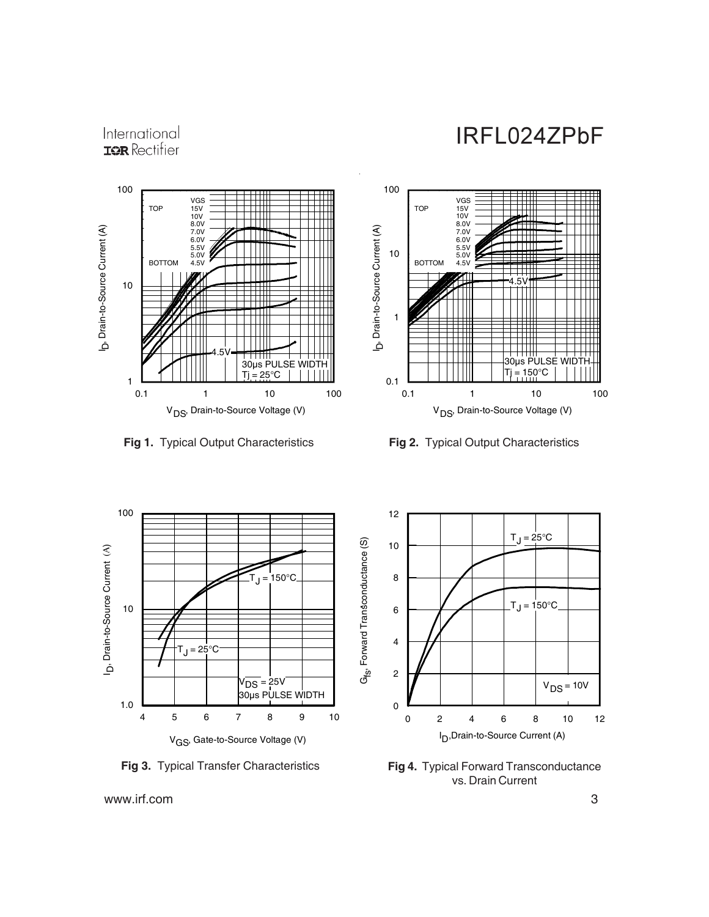**Fig 1.** Typical Output Characteristics

**Fig 2.** Typical Output Characteristics

**Fig 3.** Typical Transfer Characteristics

**Fig 4.** Typical Forward Transconductance vs. Drain Current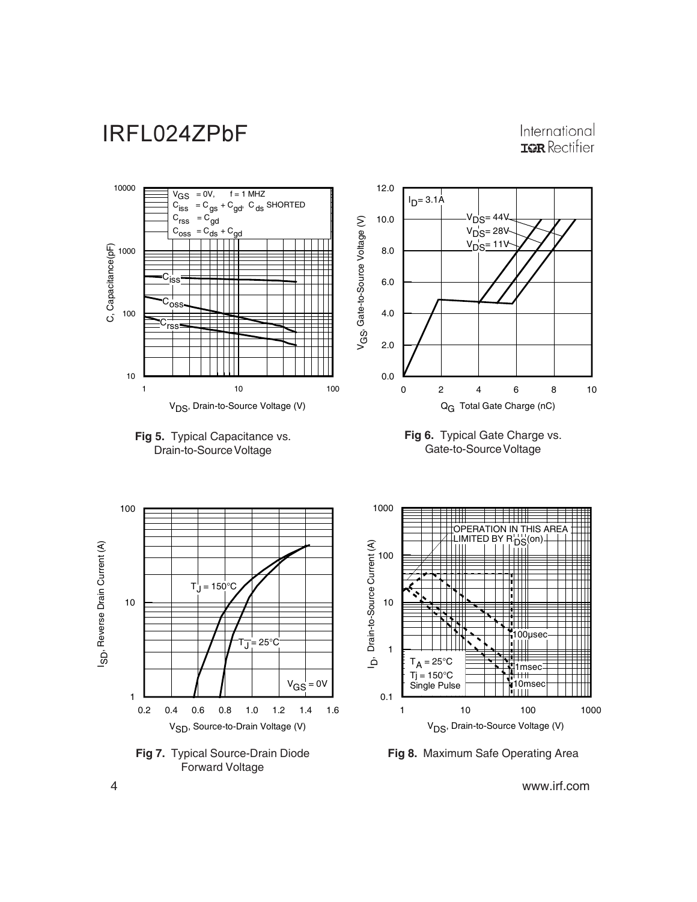Fig 5. Typical Capacitance vs. Drain-to-Source Voltage

Fig 6. Typical Gate Charge vs. Gate-to-Source Voltage

Fig 7. Typical Source-Drain Diode Forward Voltage

Fig 8. Maximum Safe Operating Area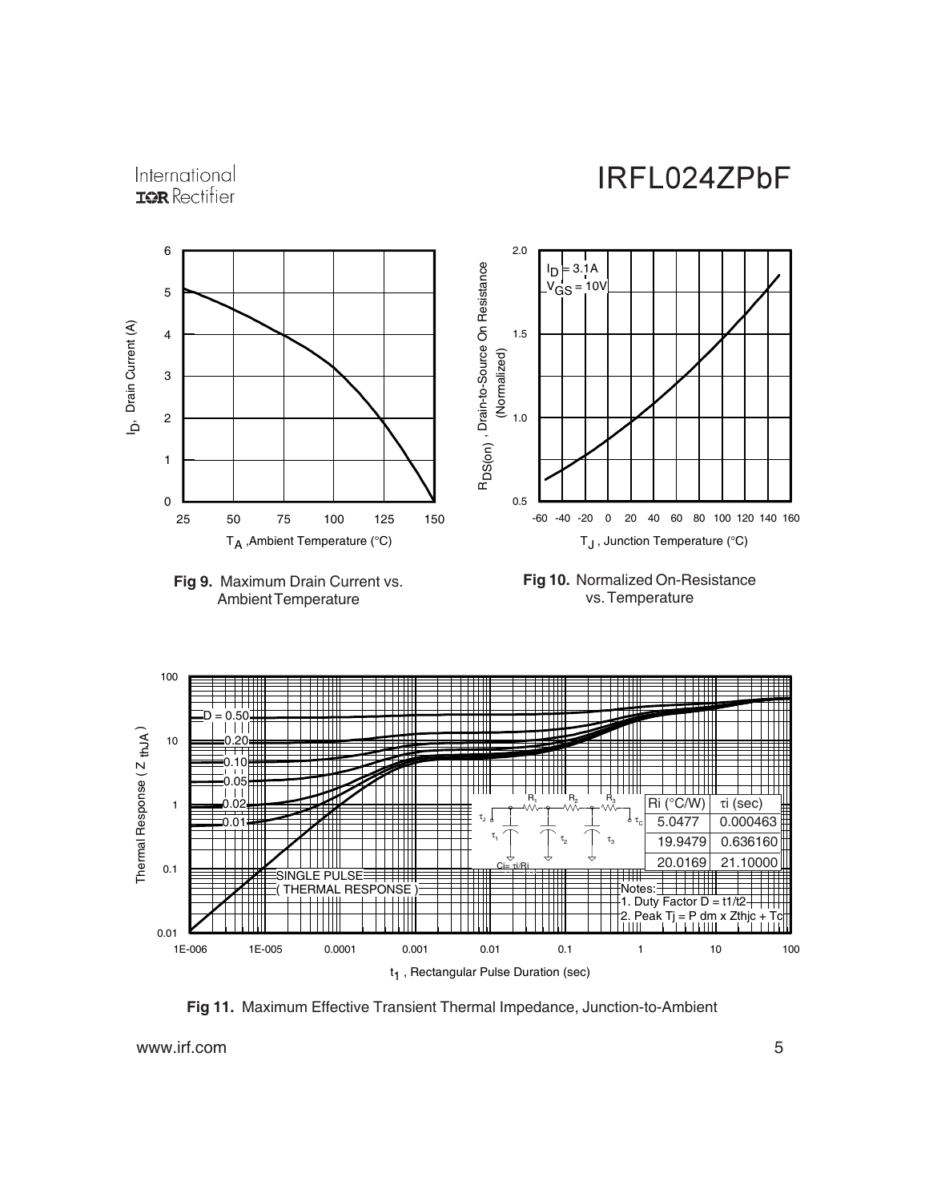**Fig 9.** Maximum Drain Current vs. Ambient Temperature

**Fig 10.** Normalized On-Resistance vs. Temperature

| Ri (°C/W) | τi (sec) |
| --- | --- |
| 5.0477 | 0.000463 |
| 19.9479 | 0.636160 |
| 20.0169 | 21.10000 |

Notes:
1. Duty Factor D = t1/t2
2. Peak Tj = P dm x Zthjc + Tc

**Fig 11.** Maximum Effective Transient Thermal Impedance, Junction-to-Ambient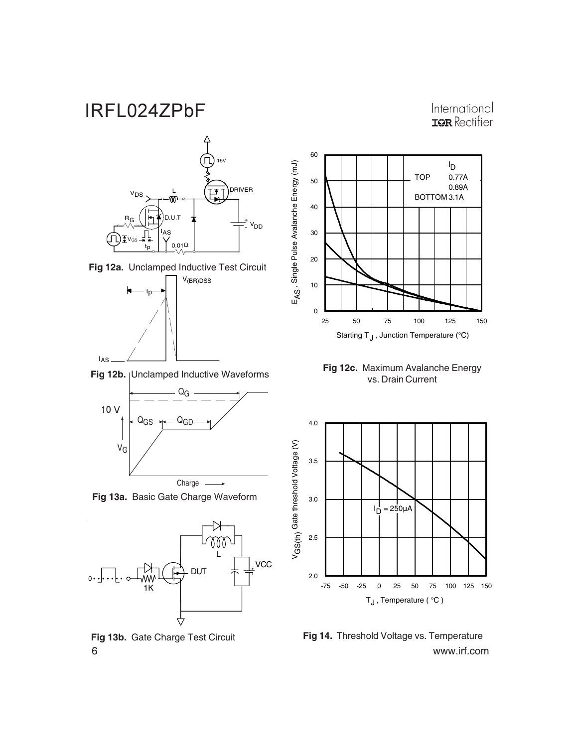**Fig 12a.** Unclamped Inductive Test Circuit

**Fig 12b.** Unclamped Inductive Waveforms

**Fig 13a.** Basic Gate Charge Waveform

**Fig 13b.** Gate Charge Test Circuit

**Fig 12c.** Maximum Avalanche Energy vs. Drain Current

**Fig 14.** Threshold Voltage vs. Temperature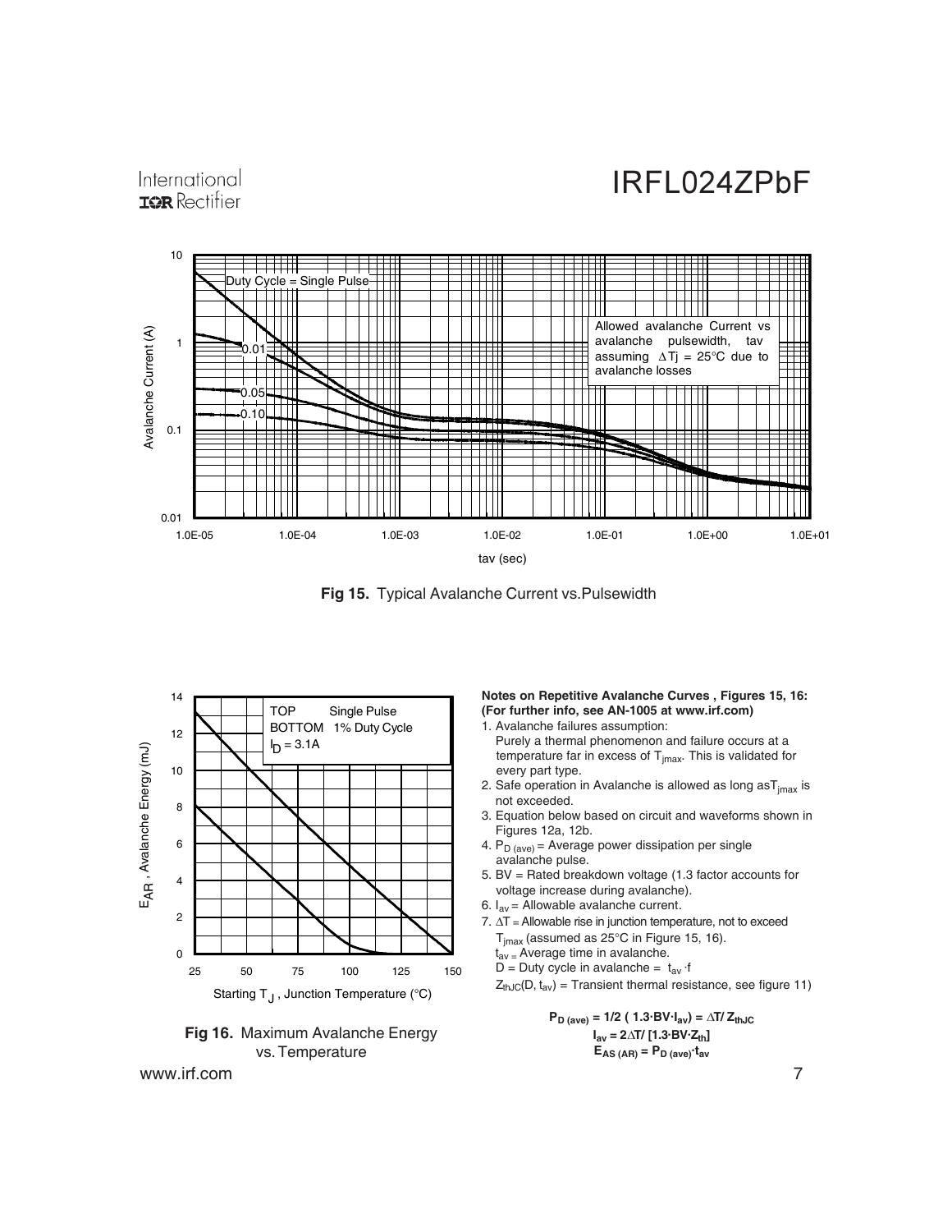Fig 15. Typical Avalanche Current vs.Pulsewidth

Fig 16. Maximum Avalanche Energy vs. Temperature

**Notes on Repetitive Avalanche Curves , Figures 15, 16:**
**(For further info, see AN-1005 at www.irf.com)**

1. Avalanche failures assumption:
   Purely a thermal phenomenon and failure occurs at a temperature far in excess of $T_{jmax}$. This is validated for every part type.
2. Safe operation in Avalanche is allowed as long as $T_{jmax}$ is not exceeded.
3. Equation below based on circuit and waveforms shown in Figures 12a, 12b.
4. $P_{D\ (ave)}$ = Average power dissipation per single avalanche pulse.
5. BV = Rated breakdown voltage (1.3 factor accounts for voltage increase during avalanche).
6. $I_{av}$ = Allowable avalanche current.
7. $\Delta T$ = Allowable rise in junction temperature, not to exceed $T_{jmax}$ (assumed as 25°C in Figure 15, 16).
   $t_{av}$ = Average time in avalanche.
   D = Duty cycle in avalanche = $t_{av} \cdot f$
   $Z_{thJC}(D, t_{av})$ = Transient thermal resistance, see figure 11)

$$P_{D\ (ave)} = 1/2\ (1.3 \cdot BV \cdot I_{av}) = \Delta T / Z_{thJC}$$
$$I_{av} = 2\Delta T / [1.3 \cdot BV \cdot Z_{th}]$$
$$E_{AS\ (AR)} = P_{D\ (ave)} \cdot t_{av}$$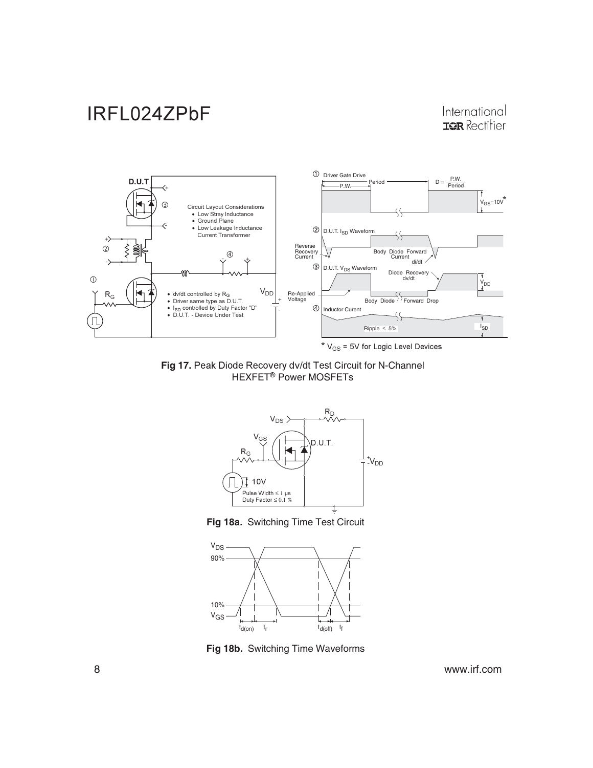Circuit Layout Considerations
- Low Stray Inductance
- Ground Plane
- Low Leakage Inductance Current Transformer

- dv/dt controlled by $R_G$
- Driver same type as D.U.T.
- $I_{SD}$ controlled by Duty Factor "D"
- D.U.T. - Device Under Test

① Driver Gate Drive — P.W., Period, $D = \frac{P.W.}{Period}$, $V_{GS}$=10V*

② D.U.T. $I_{SD}$ Waveform — Reverse Recovery Current, Body Diode Forward Current di/dt

③ D.U.T. $V_{DS}$ Waveform — Diode Recovery dv/dt, $V_{DD}$, Re-Applied Voltage, Body Diode Forward Drop

④ Inductor Curent — Ripple ≤ 5%, $I_{SD}$

* $V_{GS}$ = 5V for Logic Level Devices

**Fig 17.** Peak Diode Recovery dv/dt Test Circuit for N-Channel HEXFET® Power MOSFETs

Pulse Width ≤ 1 µs
Duty Factor ≤ 0.1 %

**Fig 18a.** Switching Time Test Circuit

**Fig 18b.** Switching Time Waveforms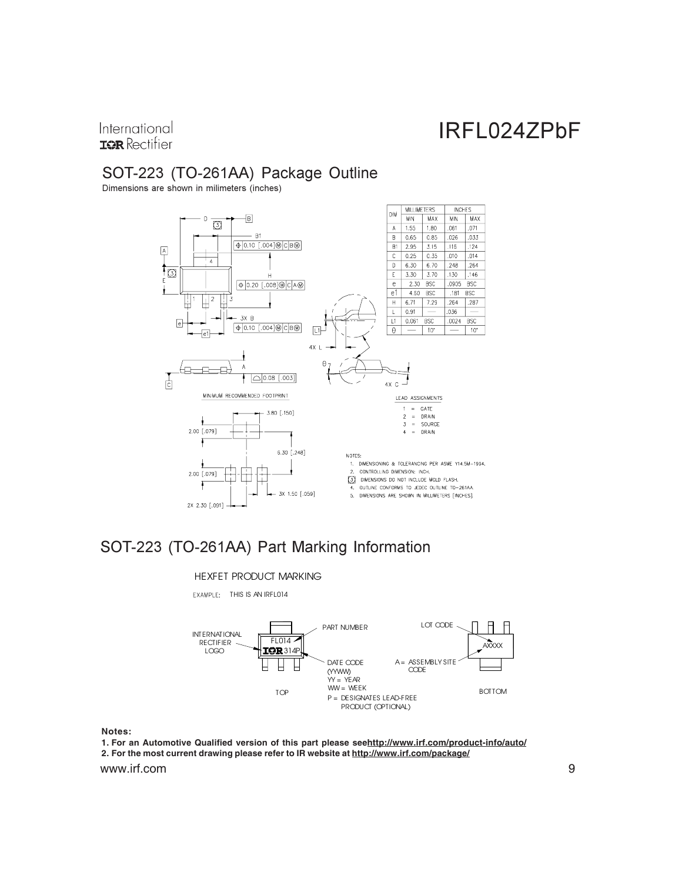## SOT-223 (TO-261AA) Package Outline

Dimensions are shown in milimeters (inches)

| DIM | MILLIMETERS | | INCHES | |
|---|---|---|---|---|
| | MIN | MAX | MIN | MAX |
| A | 1.55 | 1.80 | .061 | .071 |
| B | 0.65 | 0.85 | .026 | .033 |
| B1 | 2.95 | 3.15 | .116 | .124 |
| C | 0.25 | 0.35 | .010 | .014 |
| D | 6.30 | 6.70 | .248 | .264 |
| E | 3.30 | 3.70 | .130 | .146 |
| e | 2.30 | BSC | .0905 | BSC |
| e1 | 4.60 | BSC | .181 | BSC |
| H | 6.71 | 7.29 | .264 | .287 |
| L | 0.91 | — | .036 | — |
| L1 | 0.061 | BSC | .0024 | BSC |
| θ | — | 10° | — | 10° |

MINIMUM RECOMMENDED FOOTPRINT

3.80 [.150]
2.00 [.079]
6.30 [.248]
2.00 [.079]
3X 1.50 [.059]
2X 2.30 [.091]

LEAD ASSIGNMENTS

1 = GATE
2 = DRAIN
3 = SOURCE
4 = DRAIN

NOTES:

1. DIMENSIONING & TOLERANCING PER ASME Y14.5M-1994.
2. CONTROLLING DIMENSION: INCH.
3. DIMENSIONS DO NOT INCLUDE MOLD FLASH.
4. OUTLINE CONFORMS TO JEDEC OUTLINE TO-261AA.
5. DIMENSIONS ARE SHOWN IN MILLIMETERS [INCHES]

## SOT-223 (TO-261AA) Part Marking Information

HEXFET PRODUCT MARKING

EXAMPLE: THIS IS AN IRFL014

INTERNATIONAL RECTIFIER LOGO
PART NUMBER
DATE CODE (YYWW)
YY = YEAR
WW = WEEK
P = DESIGNATES LEAD-FREE PRODUCT (OPTIONAL)
LOT CODE
A = ASSEMBLY SITE CODE

TOP — BOTTOM

**Notes:**

**1. For an Automotive Qualified version of this part please see http://www.irf.com/product-info/auto/**
**2. For the most current drawing please refer to IR website at http://www.irf.com/package/**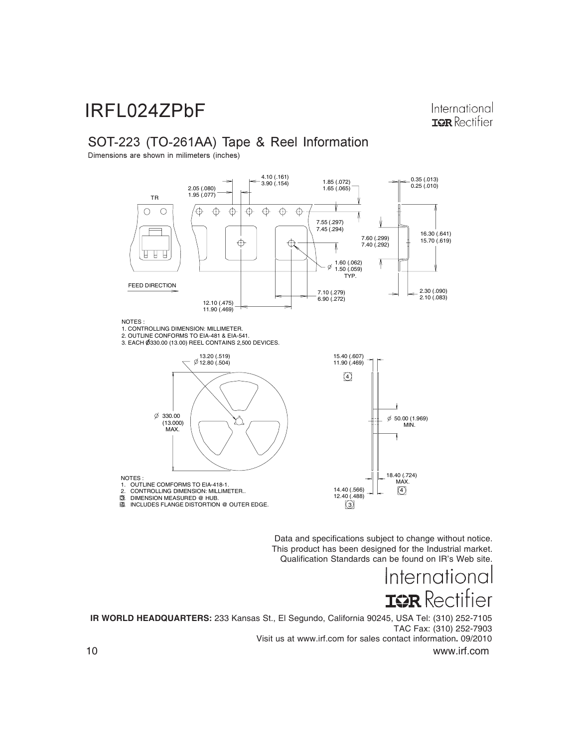## SOT-223 (TO-261AA) Tape & Reel Information

Dimensions are shown in milimeters (inches)

TR

FEED DIRECTION

4.10 (.161)
3.90 (.154)

2.05 (.080)
1.95 (.077)

1.85 (.072)
1.65 (.065)

0.35 (.013)
0.25 (.010)

7.55 (.297)
7.45 (.294)

7.60 (.299)
7.40 (.292)

16.30 (.641)
15.70 (.619)

Ø 1.60 (.062)
1.50 (.059)
TYP.

7.10 (.279)
6.90 (.272)

2.30 (.090)
2.10 (.083)

12.10 (.475)
11.90 (.469)

NOTES :
1. CONTROLLING DIMENSION: MILLIMETER.
2. OUTLINE CONFORMS TO EIA-481 & EIA-541.
3. EACH Ø330.00 (13.00) REEL CONTAINS 2,500 DEVICES.

13.20 (.519)
Ø 12.80 (.504)

Ø 330.00
(13.000)
MAX.

15.40 (.607)
11.90 (.469)
4

Ø 50.00 (1.969)
MIN.

18.40 (.724)
MAX.
4

14.40 (.566)
12.40 (.488)
3

NOTES :
1. OUTLINE COMFORMS TO EIA-418-1.
2. CONTROLLING DIMENSION: MILLIMETER..
3. DIMENSION MEASURED @ HUB.
4. INCLUDES FLANGE DISTORTION @ OUTER EDGE.

Data and specifications subject to change without notice.
This product has been designed for the Industrial market.
Qualification Standards can be found on IR's Web site.

International
IOR Rectifier

**IR WORLD HEADQUARTERS:** 233 Kansas St., El Segundo, California 90245, USA Tel: (310) 252-7105
TAC Fax: (310) 252-7903
Visit us at www.irf.com for sales contact information**.** 09/2010